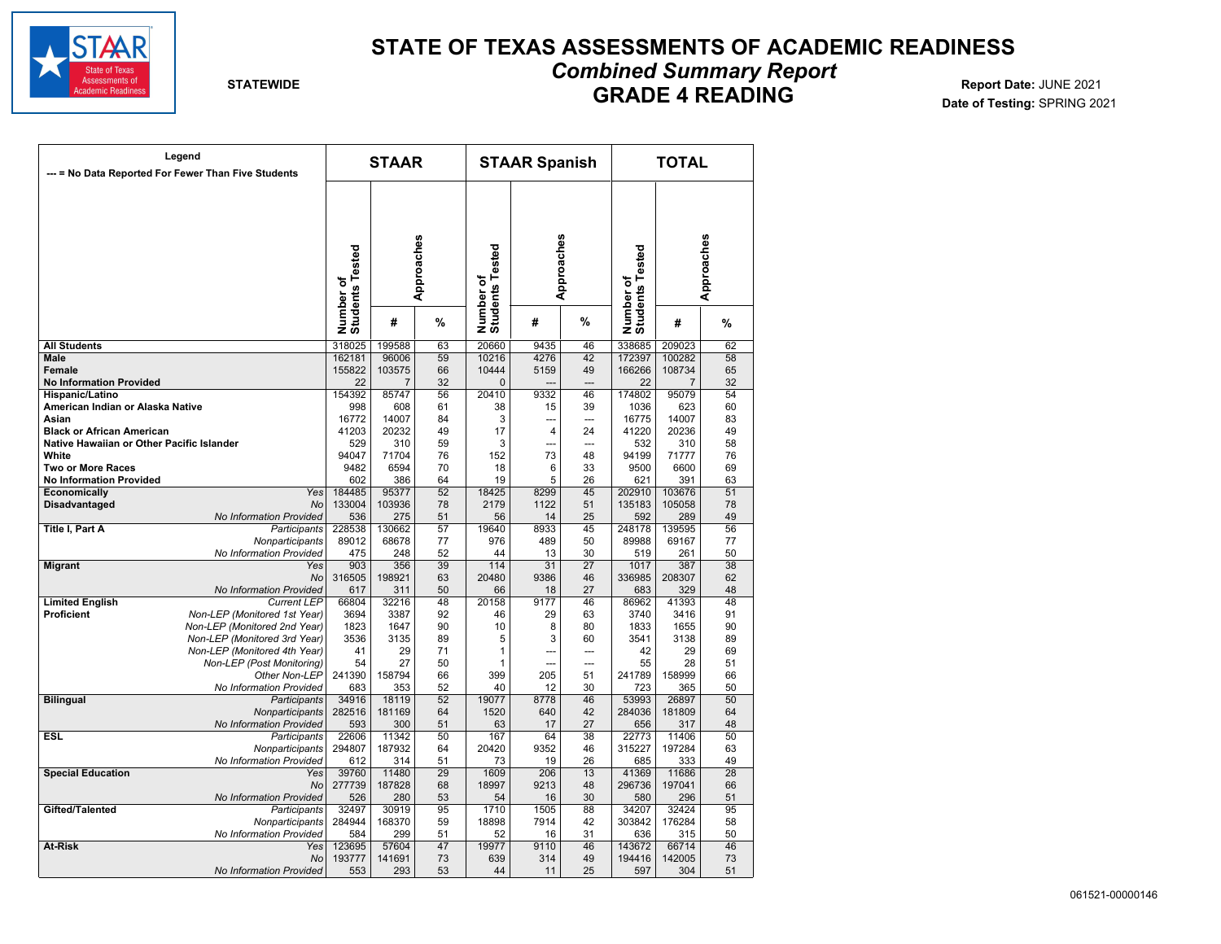# STATE OF TEXAS ASSESSMENTS OF ACADEMIC READINESS

## *Combined Summary Report*

## GRADE 4 READING

**STATEWIDE**

**Report Date:** JUNE 2021

**Date of Testing:** SPRING 2021

| Legend<br>--- = No Data Reported For Fewer Than Five Students | | STAAR | | | STAAR Spanish | | | TOTAL | | |
|---|---|---|---|---|---|---|---|---|---|---|
| | | Number of Students Tested | Approaches | | Number of Students Tested | Approaches | | Number of Students Tested | Approaches | |
| | | | # | % | | # | % | | # | % |
| **All Students** | | 318025 | 199588 | 63 | 20660 | 9435 | 46 | 338685 | 209023 | 62 |
| **Male** | | 162181 | 96006 | 59 | 10216 | 4276 | 42 | 172397 | 100282 | 58 |
| **Female** | | 155822 | 103575 | 66 | 10444 | 5159 | 49 | 166266 | 108734 | 65 |
| **No Information Provided** | | 22 | 7 | 32 | 0 | --- | --- | 22 | 7 | 32 |
| **Hispanic/Latino** | | 154392 | 85747 | 56 | 20410 | 9332 | 46 | 174802 | 95079 | 54 |
| **American Indian or Alaska Native** | | 998 | 608 | 61 | 38 | 15 | 39 | 1036 | 623 | 60 |
| **Asian** | | 16772 | 14007 | 84 | 3 | --- | --- | 16775 | 14007 | 83 |
| **Black or African American** | | 41203 | 20232 | 49 | 17 | 4 | 24 | 41220 | 20236 | 49 |
| **Native Hawaiian or Other Pacific Islander** | | 529 | 310 | 59 | 3 | --- | --- | 532 | 310 | 58 |
| **White** | | 94047 | 71704 | 76 | 152 | 73 | 48 | 94199 | 71777 | 76 |
| **Two or More Races** | | 9482 | 6594 | 70 | 18 | 6 | 33 | 9500 | 6600 | 69 |
| **No Information Provided** | | 602 | 386 | 64 | 19 | 5 | 26 | 621 | 391 | 63 |
| **Economically Disadvantaged** | *Yes* | 184485 | 95377 | 52 | 18425 | 8299 | 45 | 202910 | 103676 | 51 |
| | *No* | 133004 | 103936 | 78 | 2179 | 1122 | 51 | 135183 | 105058 | 78 |
| | *No Information Provided* | 536 | 275 | 51 | 56 | 14 | 25 | 592 | 289 | 49 |
| **Title I, Part A** | *Participants* | 228538 | 130662 | 57 | 19640 | 8933 | 45 | 248178 | 139595 | 56 |
| | *Nonparticipants* | 89012 | 68678 | 77 | 976 | 489 | 50 | 89988 | 69167 | 77 |
| | *No Information Provided* | 475 | 248 | 52 | 44 | 13 | 30 | 519 | 261 | 50 |
| **Migrant** | *Yes* | 903 | 356 | 39 | 114 | 31 | 27 | 1017 | 387 | 38 |
| | *No* | 316505 | 198921 | 63 | 20480 | 9386 | 46 | 336985 | 208307 | 62 |
| | *No Information Provided* | 617 | 311 | 50 | 66 | 18 | 27 | 683 | 329 | 48 |
| **Limited English Proficient** | *Current LEP* | 66804 | 32216 | 48 | 20158 | 9177 | 46 | 86962 | 41393 | 48 |
| | *Non-LEP (Monitored 1st Year)* | 3694 | 3387 | 92 | 46 | 29 | 63 | 3740 | 3416 | 91 |
| | *Non-LEP (Monitored 2nd Year)* | 1823 | 1647 | 90 | 10 | 8 | 80 | 1833 | 1655 | 90 |
| | *Non-LEP (Monitored 3rd Year)* | 3536 | 3135 | 89 | 5 | 3 | 60 | 3541 | 3138 | 89 |
| | *Non-LEP (Monitored 4th Year)* | 41 | 29 | 71 | 1 | --- | --- | 42 | 29 | 69 |
| | *Non-LEP (Post Monitoring)* | 54 | 27 | 50 | 1 | --- | --- | 55 | 28 | 51 |
| | *Other Non-LEP* | 241390 | 158794 | 66 | 399 | 205 | 51 | 241789 | 158999 | 66 |
| | *No Information Provided* | 683 | 353 | 52 | 40 | 12 | 30 | 723 | 365 | 50 |
| **Bilingual** | *Participants* | 34916 | 18119 | 52 | 19077 | 8778 | 46 | 53993 | 26897 | 50 |
| | *Nonparticipants* | 282516 | 181169 | 64 | 1520 | 640 | 42 | 284036 | 181809 | 64 |
| | *No Information Provided* | 593 | 300 | 51 | 63 | 17 | 27 | 656 | 317 | 48 |
| **ESL** | *Participants* | 22606 | 11342 | 50 | 167 | 64 | 38 | 22773 | 11406 | 50 |
| | *Nonparticipants* | 294807 | 187932 | 64 | 20420 | 9352 | 46 | 315227 | 197284 | 63 |
| | *No Information Provided* | 612 | 314 | 51 | 73 | 19 | 26 | 685 | 333 | 49 |
| **Special Education** | *Yes* | 39760 | 11480 | 29 | 1609 | 206 | 13 | 41369 | 11686 | 28 |
| | *No* | 277739 | 187828 | 68 | 18997 | 9213 | 48 | 296736 | 197041 | 66 |
| | *No Information Provided* | 526 | 280 | 53 | 54 | 16 | 30 | 580 | 296 | 51 |
| **Gifted/Talented** | *Participants* | 32497 | 30919 | 95 | 1710 | 1505 | 88 | 34207 | 32424 | 95 |
| | *Nonparticipants* | 284944 | 168370 | 59 | 18898 | 7914 | 42 | 303842 | 176284 | 58 |
| | *No Information Provided* | 584 | 299 | 51 | 52 | 16 | 31 | 636 | 315 | 50 |
| **At-Risk** | *Yes* | 123695 | 57604 | 47 | 19977 | 9110 | 46 | 143672 | 66714 | 46 |
| | *No* | 193777 | 141691 | 73 | 639 | 314 | 49 | 194416 | 142005 | 73 |
| | *No Information Provided* | 553 | 293 | 53 | 44 | 11 | 25 | 597 | 304 | 51 |

061521-00000146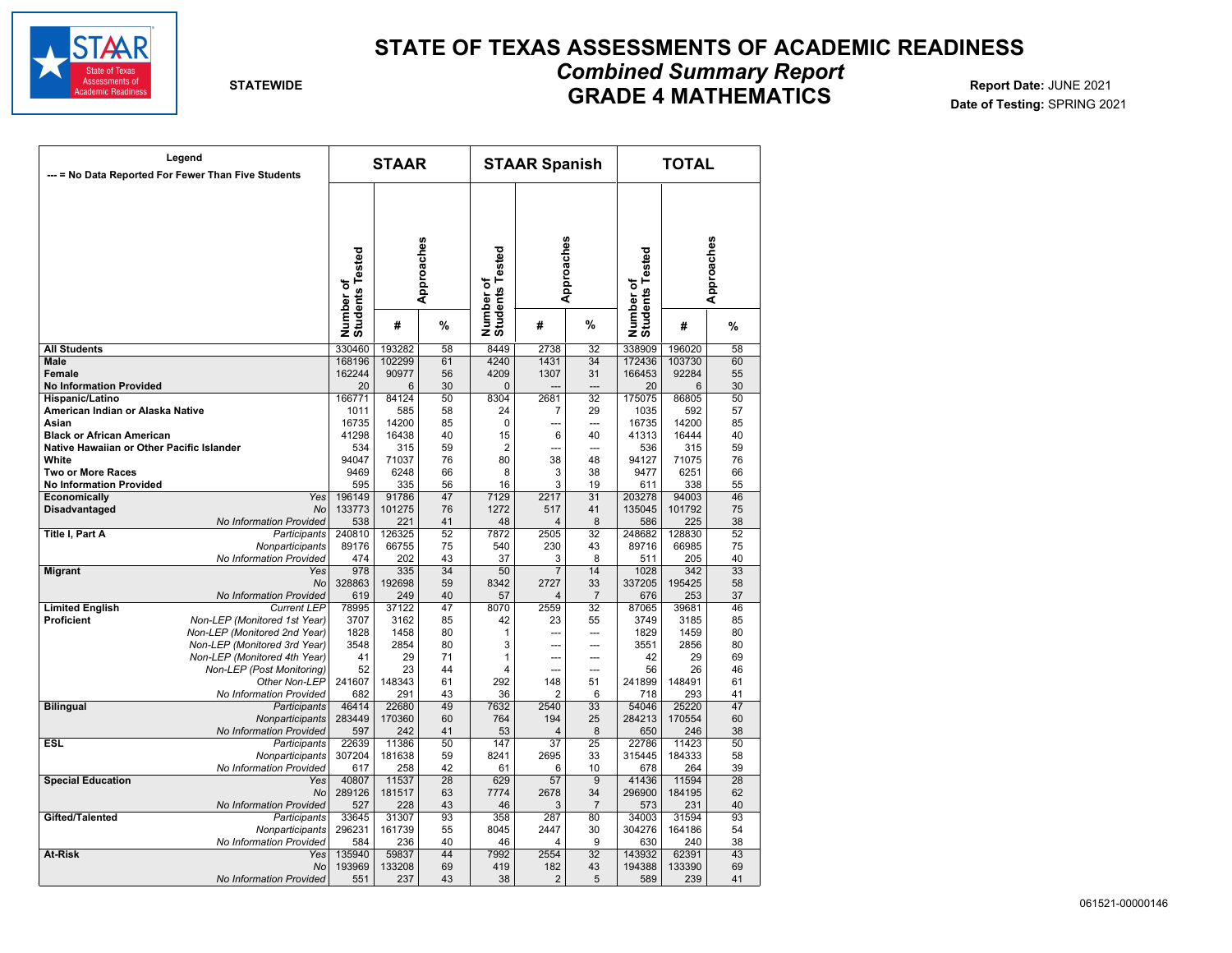# STATE OF TEXAS ASSESSMENTS OF ACADEMIC READINESS

## *Combined Summary Report*

## GRADE 4 MATHEMATICS

**STATEWIDE**

**Report Date:** JUNE 2021
**Date of Testing:** SPRING 2021

**Legend**
--- = No Data Reported For Fewer Than Five Students

| | | STAAR | | | STAAR Spanish | | | TOTAL | | |
|---|---|---|---|---|---|---|---|---|---|---|
| | | Number of Students Tested | Approaches | | Number of Students Tested | Approaches | | Number of Students Tested | Approaches | |
| | | | # | % | | # | % | | # | % |
| **All Students** | | 330460 | 193282 | 58 | 8449 | 2738 | 32 | 338909 | 196020 | 58 |
| **Male** | | 168196 | 102299 | 61 | 4240 | 1431 | 34 | 172436 | 103730 | 60 |
| **Female** | | 162244 | 90977 | 56 | 4209 | 1307 | 31 | 166453 | 92284 | 55 |
| **No Information Provided** | | 20 | 6 | 30 | 0 | --- | --- | 20 | 6 | 30 |
| **Hispanic/Latino** | | 166771 | 84124 | 50 | 8304 | 2681 | 32 | 175075 | 86805 | 50 |
| **American Indian or Alaska Native** | | 1011 | 585 | 58 | 24 | 7 | 29 | 1035 | 592 | 57 |
| **Asian** | | 16735 | 14200 | 85 | 0 | --- | --- | 16735 | 14200 | 85 |
| **Black or African American** | | 41298 | 16438 | 40 | 15 | 6 | 40 | 41313 | 16444 | 40 |
| **Native Hawaiian or Other Pacific Islander** | | 534 | 315 | 59 | 2 | --- | --- | 536 | 315 | 59 |
| **White** | | 94047 | 71037 | 76 | 80 | 38 | 48 | 94127 | 71075 | 76 |
| **Two or More Races** | | 9469 | 6248 | 66 | 8 | 3 | 38 | 9477 | 6251 | 66 |
| **No Information Provided** | | 595 | 335 | 56 | 16 | 3 | 19 | 611 | 338 | 55 |
| **Economically Disadvantaged** | *Yes* | 196149 | 91786 | 47 | 7129 | 2217 | 31 | 203278 | 94003 | 46 |
| | *No* | 133773 | 101275 | 76 | 1272 | 517 | 41 | 135045 | 101792 | 75 |
| | *No Information Provided* | 538 | 221 | 41 | 48 | 4 | 8 | 586 | 225 | 38 |
| **Title I, Part A** | *Participants* | 240810 | 126325 | 52 | 7872 | 2505 | 32 | 248682 | 128830 | 52 |
| | *Nonparticipants* | 89176 | 66755 | 75 | 540 | 230 | 43 | 89716 | 66985 | 75 |
| | *No Information Provided* | 474 | 202 | 43 | 37 | 3 | 8 | 511 | 205 | 40 |
| **Migrant** | *Yes* | 978 | 335 | 34 | 50 | 7 | 14 | 1028 | 342 | 33 |
| | *No* | 328863 | 192698 | 59 | 8342 | 2727 | 33 | 337205 | 195425 | 58 |
| | *No Information Provided* | 619 | 249 | 40 | 57 | 4 | 7 | 676 | 253 | 37 |
| **Limited English Proficient** | *Current LEP* | 78995 | 37122 | 47 | 8070 | 2559 | 32 | 87065 | 39681 | 46 |
| | *Non-LEP (Monitored 1st Year)* | 3707 | 3162 | 85 | 42 | 23 | 55 | 3749 | 3185 | 85 |
| | *Non-LEP (Monitored 2nd Year)* | 1828 | 1458 | 80 | 1 | --- | --- | 1829 | 1459 | 80 |
| | *Non-LEP (Monitored 3rd Year)* | 3548 | 2854 | 80 | 3 | --- | --- | 3551 | 2856 | 80 |
| | *Non-LEP (Monitored 4th Year)* | 41 | 29 | 71 | 1 | --- | --- | 42 | 29 | 69 |
| | *Non-LEP (Post Monitoring)* | 52 | 23 | 44 | 4 | --- | --- | 56 | 26 | 46 |
| | *Other Non-LEP* | 241607 | 148343 | 61 | 292 | 148 | 51 | 241899 | 148491 | 61 |
| | *No Information Provided* | 682 | 291 | 43 | 36 | 2 | 6 | 718 | 293 | 41 |
| **Bilingual** | *Participants* | 46414 | 22680 | 49 | 7632 | 2540 | 33 | 54046 | 25220 | 47 |
| | *Nonparticipants* | 283449 | 170360 | 60 | 764 | 194 | 25 | 284213 | 170554 | 60 |
| | *No Information Provided* | 597 | 242 | 41 | 53 | 4 | 8 | 650 | 246 | 38 |
| **ESL** | *Participants* | 22639 | 11386 | 50 | 147 | 37 | 25 | 22786 | 11423 | 50 |
| | *Nonparticipants* | 307204 | 181638 | 59 | 8241 | 2695 | 33 | 315445 | 184333 | 58 |
| | *No Information Provided* | 617 | 258 | 42 | 61 | 6 | 10 | 678 | 264 | 39 |
| **Special Education** | *Yes* | 40807 | 11537 | 28 | 629 | 57 | 9 | 41436 | 11594 | 28 |
| | *No* | 289126 | 181517 | 63 | 7774 | 2678 | 34 | 296900 | 184195 | 62 |
| | *No Information Provided* | 527 | 228 | 43 | 46 | 3 | 7 | 573 | 231 | 40 |
| **Gifted/Talented** | *Participants* | 33645 | 31307 | 93 | 358 | 287 | 80 | 34003 | 31594 | 93 |
| | *Nonparticipants* | 296231 | 161739 | 55 | 8045 | 2447 | 30 | 304276 | 164186 | 54 |
| | *No Information Provided* | 584 | 236 | 40 | 46 | 4 | 9 | 630 | 240 | 38 |
| **At-Risk** | *Yes* | 135940 | 59837 | 44 | 7992 | 2554 | 32 | 143932 | 62391 | 43 |
| | *No* | 193969 | 133208 | 69 | 419 | 182 | 43 | 194388 | 133390 | 69 |
| | *No Information Provided* | 551 | 237 | 43 | 38 | 2 | 5 | 589 | 239 | 41 |

061521-00000146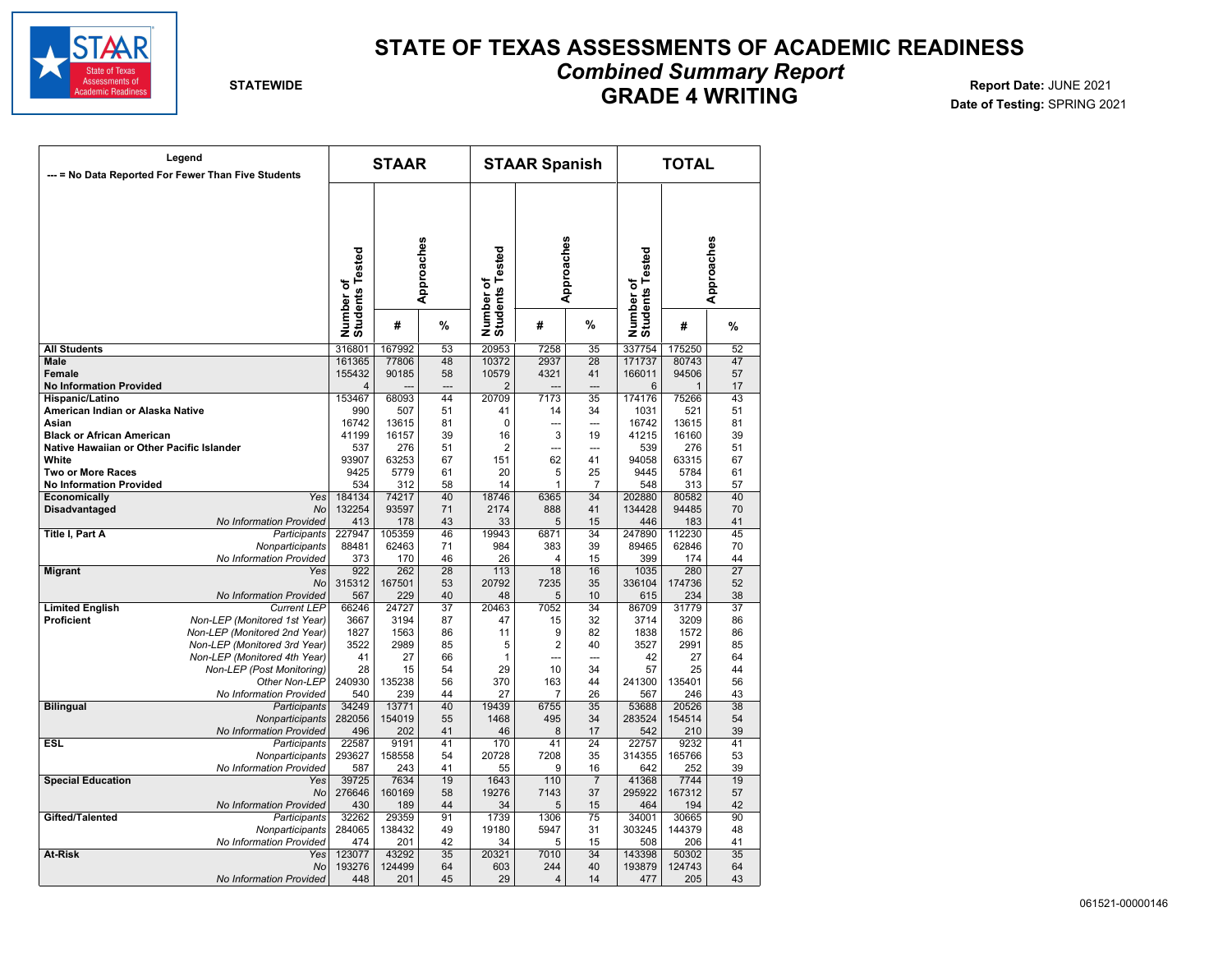# STATE OF TEXAS ASSESSMENTS OF ACADEMIC READINESS

## *Combined Summary Report*

## GRADE 4 WRITING

**STATEWIDE**

**Report Date:** JUNE 2021
**Date of Testing:** SPRING 2021

| Legend: --- = No Data Reported For Fewer Than Five Students | | STAAR Number of Students Tested | STAAR Approaches # | STAAR Approaches % | STAAR Spanish Number of Students Tested | STAAR Spanish Approaches # | STAAR Spanish Approaches % | TOTAL Number of Students Tested | TOTAL Approaches # | TOTAL Approaches % |
|---|---|---|---|---|---|---|---|---|---|---|
| **All Students** | | 316801 | 167992 | 53 | 20953 | 7258 | 35 | 337754 | 175250 | 52 |
| **Male** | | 161365 | 77806 | 48 | 10372 | 2937 | 28 | 171737 | 80743 | 47 |
| **Female** | | 155432 | 90185 | 58 | 10579 | 4321 | 41 | 166011 | 94506 | 57 |
| **No Information Provided** | | 4 | --- | --- | 2 | --- | --- | 6 | 1 | 17 |
| **Hispanic/Latino** | | 153467 | 68093 | 44 | 20709 | 7173 | 35 | 174176 | 75266 | 43 |
| **American Indian or Alaska Native** | | 990 | 507 | 51 | 41 | 14 | 34 | 1031 | 521 | 51 |
| **Asian** | | 16742 | 13615 | 81 | 0 | --- | --- | 16742 | 13615 | 81 |
| **Black or African American** | | 41199 | 16157 | 39 | 16 | 3 | 19 | 41215 | 16160 | 39 |
| **Native Hawaiian or Other Pacific Islander** | | 537 | 276 | 51 | 2 | --- | --- | 539 | 276 | 51 |
| **White** | | 93907 | 63253 | 67 | 151 | 62 | 41 | 94058 | 63315 | 67 |
| **Two or More Races** | | 9425 | 5779 | 61 | 20 | 5 | 25 | 9445 | 5784 | 61 |
| **No Information Provided** | | 534 | 312 | 58 | 14 | 1 | 7 | 548 | 313 | 57 |
| **Economically Disadvantaged** | *Yes* | 184134 | 74217 | 40 | 18746 | 6365 | 34 | 202880 | 80582 | 40 |
| | *No* | 132254 | 93597 | 71 | 2174 | 888 | 41 | 134428 | 94485 | 70 |
| | *No Information Provided* | 413 | 178 | 43 | 33 | 5 | 15 | 446 | 183 | 41 |
| **Title I, Part A** | *Participants* | 227947 | 105359 | 46 | 19943 | 6871 | 34 | 247890 | 112230 | 45 |
| | *Nonparticipants* | 88481 | 62463 | 71 | 984 | 383 | 39 | 89465 | 62846 | 70 |
| | *No Information Provided* | 373 | 170 | 46 | 26 | 4 | 15 | 399 | 174 | 44 |
| **Migrant** | *Yes* | 922 | 262 | 28 | 113 | 18 | 16 | 1035 | 280 | 27 |
| | *No* | 315312 | 167501 | 53 | 20792 | 7235 | 35 | 336104 | 174736 | 52 |
| | *No Information Provided* | 567 | 229 | 40 | 48 | 5 | 10 | 615 | 234 | 38 |
| **Limited English Proficient** | *Current LEP* | 66246 | 24727 | 37 | 20463 | 7052 | 34 | 86709 | 31779 | 37 |
| | *Non-LEP (Monitored 1st Year)* | 3667 | 3194 | 87 | 47 | 15 | 32 | 3714 | 3209 | 86 |
| | *Non-LEP (Monitored 2nd Year)* | 1827 | 1563 | 86 | 11 | 9 | 82 | 1838 | 1572 | 86 |
| | *Non-LEP (Monitored 3rd Year)* | 3522 | 2989 | 85 | 5 | 2 | 40 | 3527 | 2991 | 85 |
| | *Non-LEP (Monitored 4th Year)* | 41 | 27 | 66 | 1 | --- | --- | 42 | 27 | 64 |
| | *Non-LEP (Post Monitoring)* | 28 | 15 | 54 | 29 | 10 | 34 | 57 | 25 | 44 |
| | *Other Non-LEP* | 240930 | 135238 | 56 | 370 | 163 | 44 | 241300 | 135401 | 56 |
| | *No Information Provided* | 540 | 239 | 44 | 27 | 7 | 26 | 567 | 246 | 43 |
| **Bilingual** | *Participants* | 34249 | 13771 | 40 | 19439 | 6755 | 35 | 53688 | 20526 | 38 |
| | *Nonparticipants* | 282056 | 154019 | 55 | 1468 | 495 | 34 | 283524 | 154514 | 54 |
| | *No Information Provided* | 496 | 202 | 41 | 46 | 8 | 17 | 542 | 210 | 39 |
| **ESL** | *Participants* | 22587 | 9191 | 41 | 170 | 41 | 24 | 22757 | 9232 | 41 |
| | *Nonparticipants* | 293627 | 158558 | 54 | 20728 | 7208 | 35 | 314355 | 165766 | 53 |
| | *No Information Provided* | 587 | 243 | 41 | 55 | 9 | 16 | 642 | 252 | 39 |
| **Special Education** | *Yes* | 39725 | 7634 | 19 | 1643 | 110 | 7 | 41368 | 7744 | 19 |
| | *No* | 276646 | 160169 | 58 | 19276 | 7143 | 37 | 295922 | 167312 | 57 |
| | *No Information Provided* | 430 | 189 | 44 | 34 | 5 | 15 | 464 | 194 | 42 |
| **Gifted/Talented** | *Participants* | 32262 | 29359 | 91 | 1739 | 1306 | 75 | 34001 | 30665 | 90 |
| | *Nonparticipants* | 284065 | 138432 | 49 | 19180 | 5947 | 31 | 303245 | 144379 | 48 |
| | *No Information Provided* | 474 | 201 | 42 | 34 | 5 | 15 | 508 | 206 | 41 |
| **At-Risk** | *Yes* | 123077 | 43292 | 35 | 20321 | 7010 | 34 | 143398 | 50302 | 35 |
| | *No* | 193276 | 124499 | 64 | 603 | 244 | 40 | 193879 | 124743 | 64 |
| | *No Information Provided* | 448 | 201 | 45 | 29 | 4 | 14 | 477 | 205 | 43 |

061521-00000146